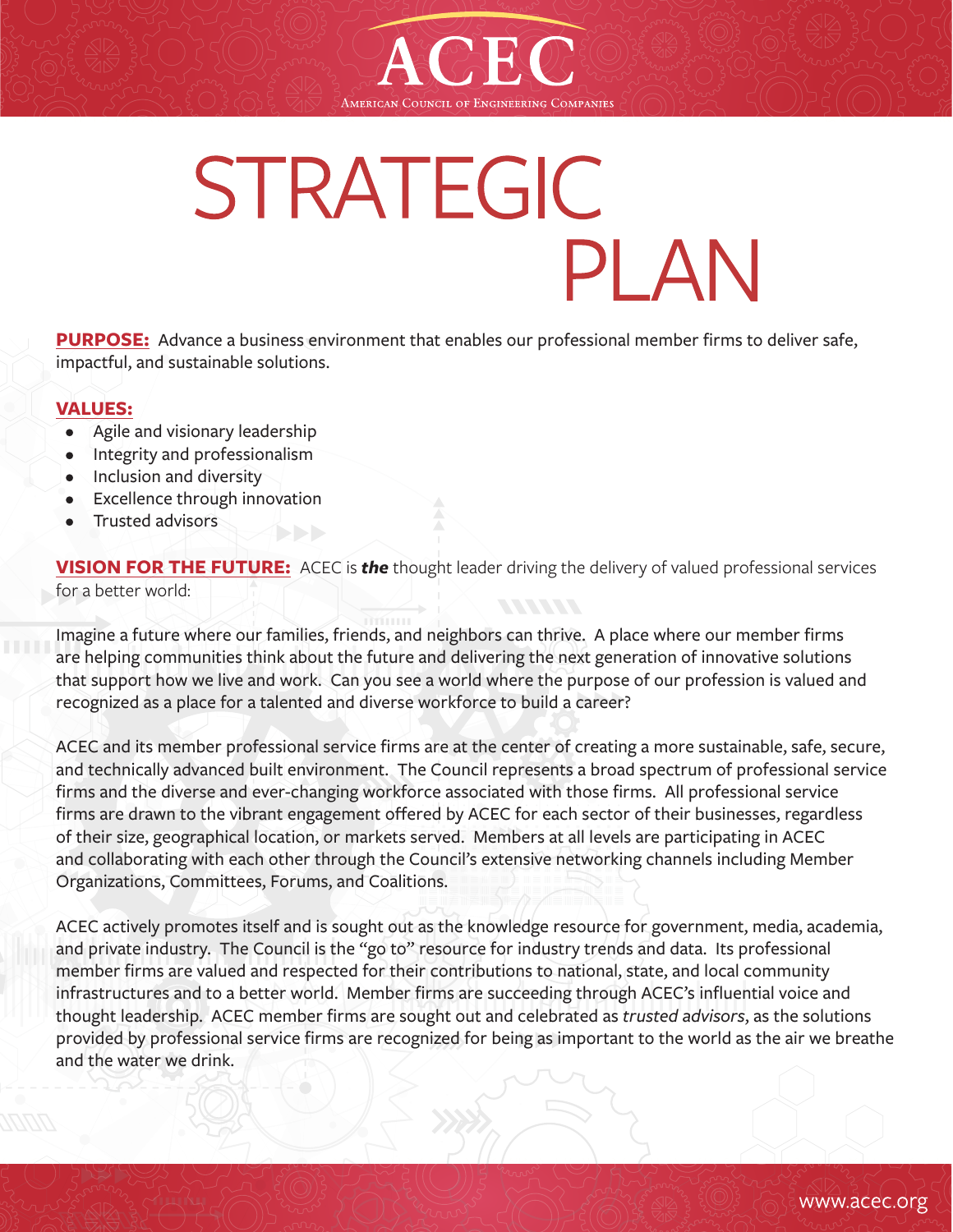# ACEC

American Council of Engineering Companies

# STRATEGIC PLAN

**PURPOSE:** Advance a business environment that enables our professional member firms to deliver safe, impactful, and sustainable solutions.

**VALUES:**

- Agile and visionary leadership
- Integrity and professionalism
- Inclusion and diversity
- Excellence through innovation
- Trusted advisors

**VISION FOR THE FUTURE:** ACEC is ***the*** thought leader driving the delivery of valued professional services for a better world:

Imagine a future where our families, friends, and neighbors can thrive. A place where our member firms are helping communities think about the future and delivering the next generation of innovative solutions that support how we live and work. Can you see a world where the purpose of our profession is valued and recognized as a place for a talented and diverse workforce to build a career?

ACEC and its member professional service firms are at the center of creating a more sustainable, safe, secure, and technically advanced built environment. The Council represents a broad spectrum of professional service firms and the diverse and ever-changing workforce associated with those firms. All professional service firms are drawn to the vibrant engagement offered by ACEC for each sector of their businesses, regardless of their size, geographical location, or markets served. Members at all levels are participating in ACEC and collaborating with each other through the Council's extensive networking channels including Member Organizations, Committees, Forums, and Coalitions.

ACEC actively promotes itself and is sought out as the knowledge resource for government, media, academia, and private industry. The Council is the "go to" resource for industry trends and data. Its professional member firms are valued and respected for their contributions to national, state, and local community infrastructures and to a better world. Member firms are succeeding through ACEC's influential voice and thought leadership. ACEC member firms are sought out and celebrated as *trusted advisors*, as the solutions provided by professional service firms are recognized for being as important to the world as the air we breathe and the water we drink.

www.acec.org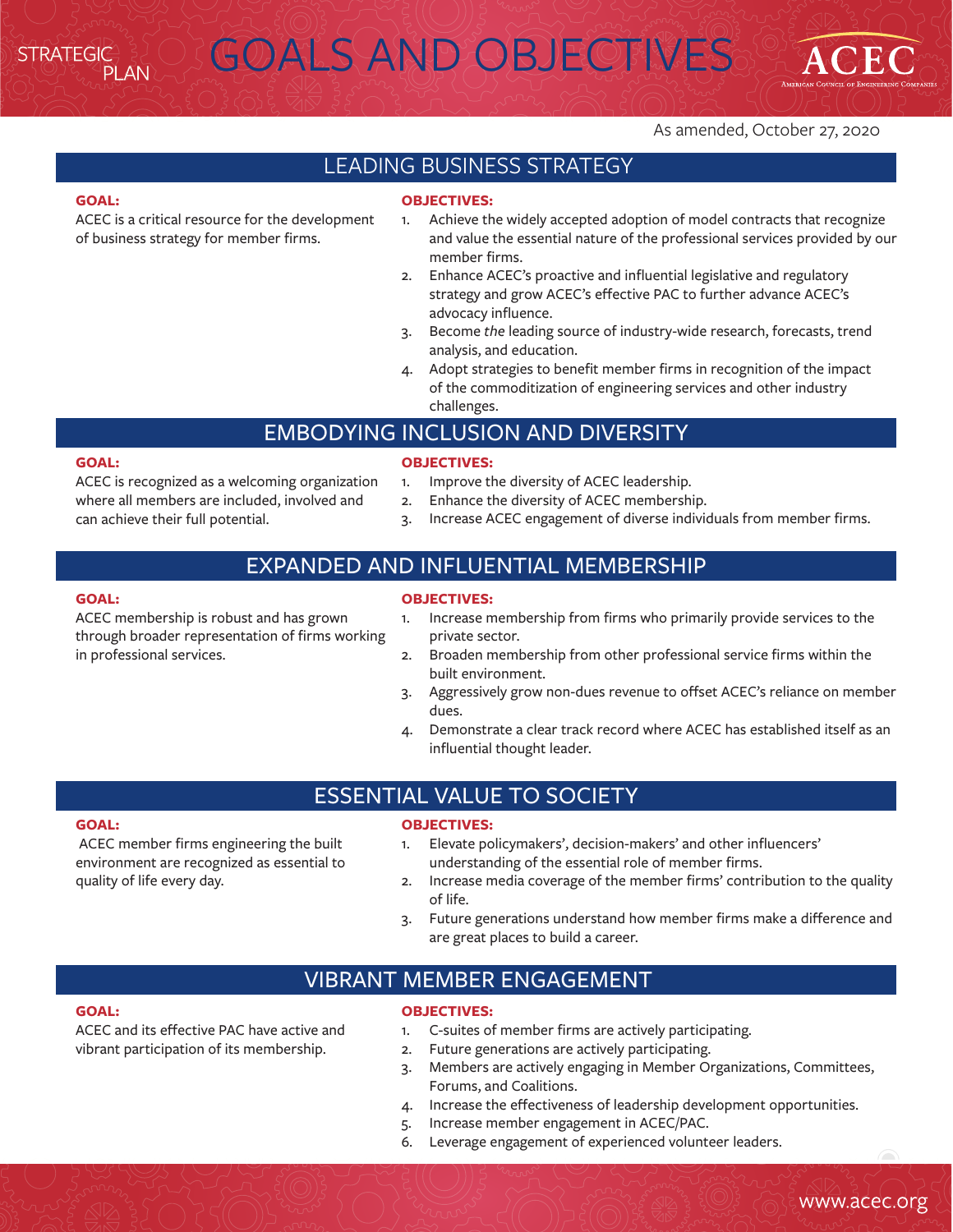STRATEGIC PLAN

# GOALS AND OBJECTIVES

As amended, October 27, 2020

## LEADING BUSINESS STRATEGY

**GOAL:**

ACEC is a critical resource for the development of business strategy for member firms.

**OBJECTIVES:**

1. Achieve the widely accepted adoption of model contracts that recognize and value the essential nature of the professional services provided by our member firms.
2. Enhance ACEC's proactive and influential legislative and regulatory strategy and grow ACEC's effective PAC to further advance ACEC's advocacy influence.
3. Become *the* leading source of industry-wide research, forecasts, trend analysis, and education.
4. Adopt strategies to benefit member firms in recognition of the impact of the commoditization of engineering services and other industry challenges.

## EMBODYING INCLUSION AND DIVERSITY

**GOAL:**

ACEC is recognized as a welcoming organization where all members are included, involved and can achieve their full potential.

**OBJECTIVES:**

1. Improve the diversity of ACEC leadership.
2. Enhance the diversity of ACEC membership.
3. Increase ACEC engagement of diverse individuals from member firms.

## EXPANDED AND INFLUENTIAL MEMBERSHIP

**GOAL:**

ACEC membership is robust and has grown through broader representation of firms working in professional services.

**OBJECTIVES:**

1. Increase membership from firms who primarily provide services to the private sector.
2. Broaden membership from other professional service firms within the built environment.
3. Aggressively grow non-dues revenue to offset ACEC's reliance on member dues.
4. Demonstrate a clear track record where ACEC has established itself as an influential thought leader.

## ESSENTIAL VALUE TO SOCIETY

**GOAL:**

ACEC member firms engineering the built environment are recognized as essential to quality of life every day.

**OBJECTIVES:**

1. Elevate policymakers', decision-makers' and other influencers' understanding of the essential role of member firms.
2. Increase media coverage of the member firms' contribution to the quality of life.
3. Future generations understand how member firms make a difference and are great places to build a career.

## VIBRANT MEMBER ENGAGEMENT

**GOAL:**

ACEC and its effective PAC have active and vibrant participation of its membership.

**OBJECTIVES:**

1. C-suites of member firms are actively participating.
2. Future generations are actively participating.
3. Members are actively engaging in Member Organizations, Committees, Forums, and Coalitions.
4. Increase the effectiveness of leadership development opportunities.
5. Increase member engagement in ACEC/PAC.
6. Leverage engagement of experienced volunteer leaders.

www.acec.org